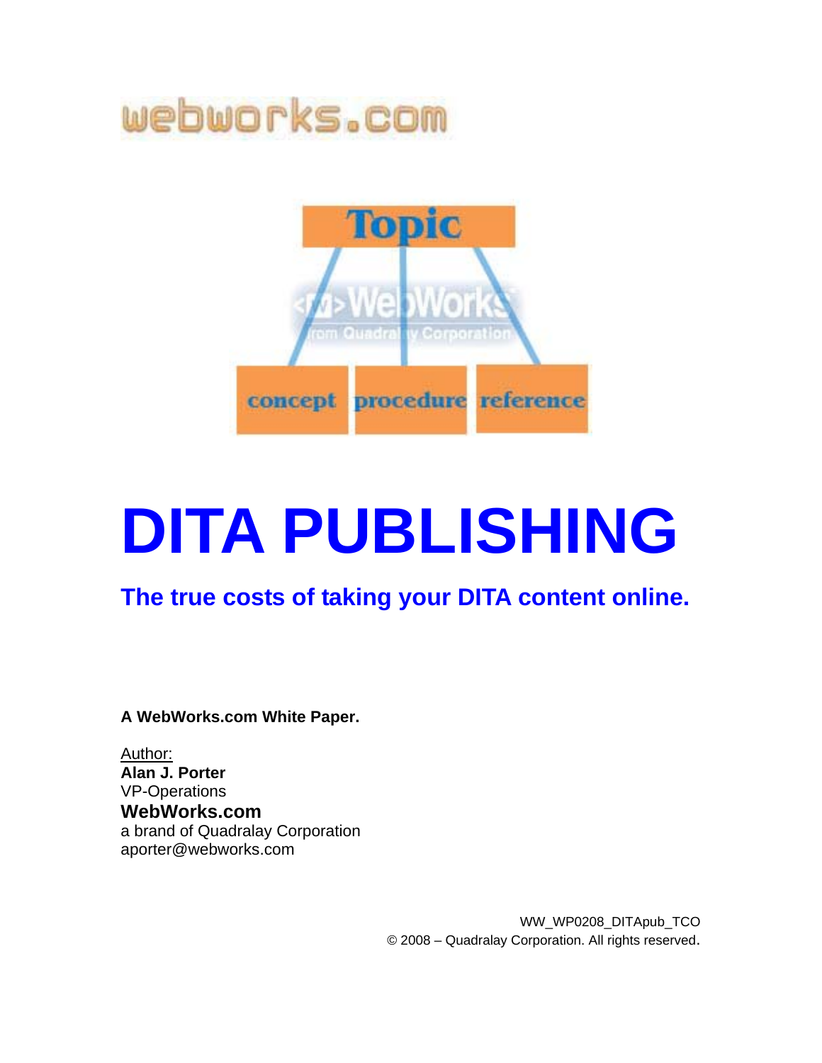webworks.com

Topic

concept | procedure | reference

# DITA PUBLISHING

## The true costs of taking your DITA content online.

**A WebWorks.com White Paper.**

Author:
**Alan J. Porter**
VP-Operations
**WebWorks.com**
a brand of Quadralay Corporation
aporter@webworks.com

WW_WP0208_DITApub_TCO
© 2008 – Quadralay Corporation. All rights reserved.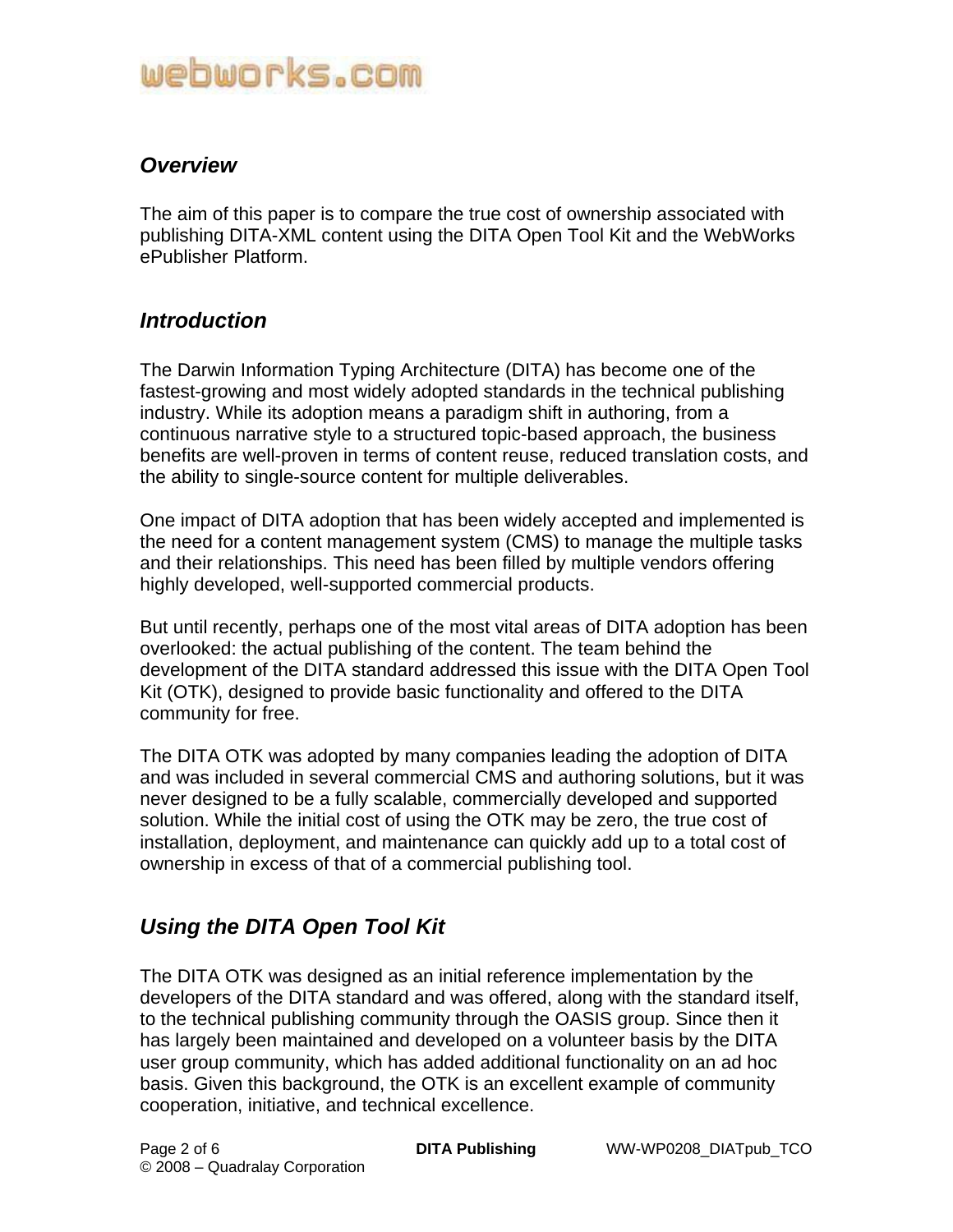## *Overview*

The aim of this paper is to compare the true cost of ownership associated with publishing DITA-XML content using the DITA Open Tool Kit and the WebWorks ePublisher Platform.

## *Introduction*

The Darwin Information Typing Architecture (DITA) has become one of the fastest-growing and most widely adopted standards in the technical publishing industry. While its adoption means a paradigm shift in authoring, from a continuous narrative style to a structured topic-based approach, the business benefits are well-proven in terms of content reuse, reduced translation costs, and the ability to single-source content for multiple deliverables.

One impact of DITA adoption that has been widely accepted and implemented is the need for a content management system (CMS) to manage the multiple tasks and their relationships. This need has been filled by multiple vendors offering highly developed, well-supported commercial products.

But until recently, perhaps one of the most vital areas of DITA adoption has been overlooked: the actual publishing of the content. The team behind the development of the DITA standard addressed this issue with the DITA Open Tool Kit (OTK), designed to provide basic functionality and offered to the DITA community for free.

The DITA OTK was adopted by many companies leading the adoption of DITA and was included in several commercial CMS and authoring solutions, but it was never designed to be a fully scalable, commercially developed and supported solution. While the initial cost of using the OTK may be zero, the true cost of installation, deployment, and maintenance can quickly add up to a total cost of ownership in excess of that of a commercial publishing tool.

## *Using the DITA Open Tool Kit*

The DITA OTK was designed as an initial reference implementation by the developers of the DITA standard and was offered, along with the standard itself, to the technical publishing community through the OASIS group. Since then it has largely been maintained and developed on a volunteer basis by the DITA user group community, which has added additional functionality on an ad hoc basis. Given this background, the OTK is an excellent example of community cooperation, initiative, and technical excellence.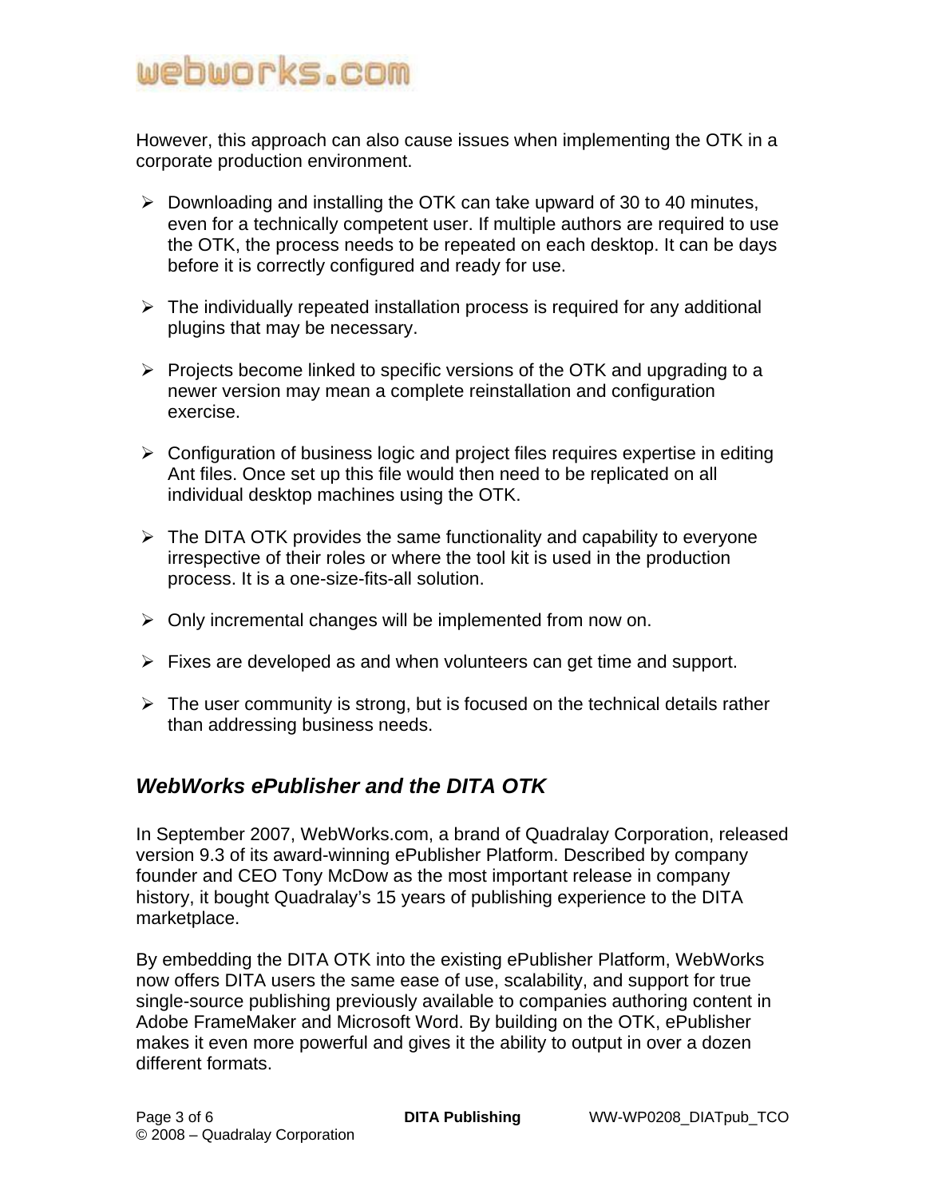However, this approach can also cause issues when implementing the OTK in a corporate production environment.

- Downloading and installing the OTK can take upward of 30 to 40 minutes, even for a technically competent user. If multiple authors are required to use the OTK, the process needs to be repeated on each desktop. It can be days before it is correctly configured and ready for use.
- The individually repeated installation process is required for any additional plugins that may be necessary.
- Projects become linked to specific versions of the OTK and upgrading to a newer version may mean a complete reinstallation and configuration exercise.
- Configuration of business logic and project files requires expertise in editing Ant files. Once set up this file would then need to be replicated on all individual desktop machines using the OTK.
- The DITA OTK provides the same functionality and capability to everyone irrespective of their roles or where the tool kit is used in the production process. It is a one-size-fits-all solution.
- Only incremental changes will be implemented from now on.
- Fixes are developed as and when volunteers can get time and support.
- The user community is strong, but is focused on the technical details rather than addressing business needs.

## *WebWorks ePublisher and the DITA OTK*

In September 2007, WebWorks.com, a brand of Quadralay Corporation, released version 9.3 of its award-winning ePublisher Platform. Described by company founder and CEO Tony McDow as the most important release in company history, it bought Quadralay's 15 years of publishing experience to the DITA marketplace.

By embedding the DITA OTK into the existing ePublisher Platform, WebWorks now offers DITA users the same ease of use, scalability, and support for true single-source publishing previously available to companies authoring content in Adobe FrameMaker and Microsoft Word. By building on the OTK, ePublisher makes it even more powerful and gives it the ability to output in over a dozen different formats.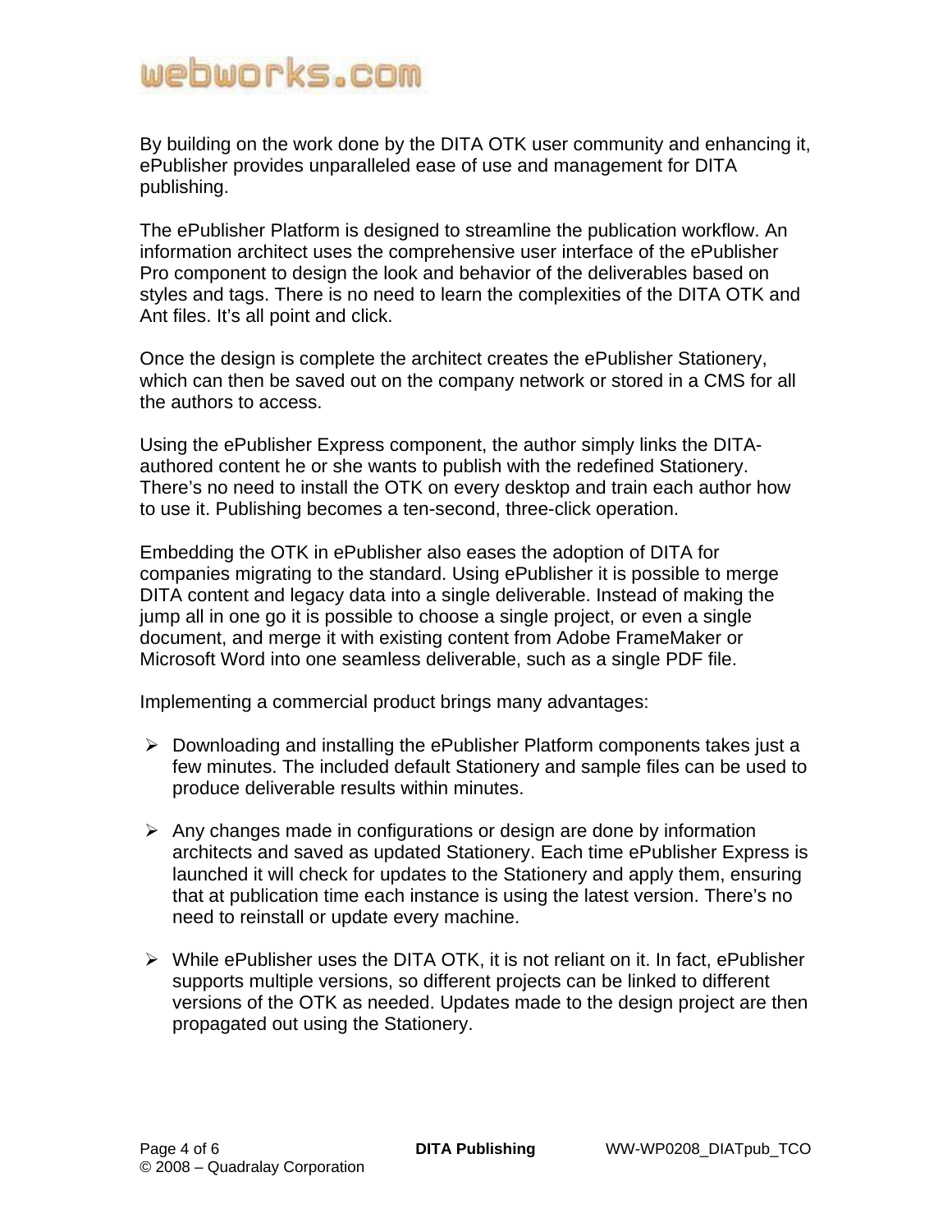By building on the work done by the DITA OTK user community and enhancing it, ePublisher provides unparalleled ease of use and management for DITA publishing.

The ePublisher Platform is designed to streamline the publication workflow. An information architect uses the comprehensive user interface of the ePublisher Pro component to design the look and behavior of the deliverables based on styles and tags. There is no need to learn the complexities of the DITA OTK and Ant files. It's all point and click.

Once the design is complete the architect creates the ePublisher Stationery, which can then be saved out on the company network or stored in a CMS for all the authors to access.

Using the ePublisher Express component, the author simply links the DITA-authored content he or she wants to publish with the redefined Stationery. There's no need to install the OTK on every desktop and train each author how to use it. Publishing becomes a ten-second, three-click operation.

Embedding the OTK in ePublisher also eases the adoption of DITA for companies migrating to the standard. Using ePublisher it is possible to merge DITA content and legacy data into a single deliverable. Instead of making the jump all in one go it is possible to choose a single project, or even a single document, and merge it with existing content from Adobe FrameMaker or Microsoft Word into one seamless deliverable, such as a single PDF file.

Implementing a commercial product brings many advantages:

- Downloading and installing the ePublisher Platform components takes just a few minutes. The included default Stationery and sample files can be used to produce deliverable results within minutes.

- Any changes made in configurations or design are done by information architects and saved as updated Stationery. Each time ePublisher Express is launched it will check for updates to the Stationery and apply them, ensuring that at publication time each instance is using the latest version. There's no need to reinstall or update every machine.

- While ePublisher uses the DITA OTK, it is not reliant on it. In fact, ePublisher supports multiple versions, so different projects can be linked to different versions of the OTK as needed. Updates made to the design project are then propagated out using the Stationery.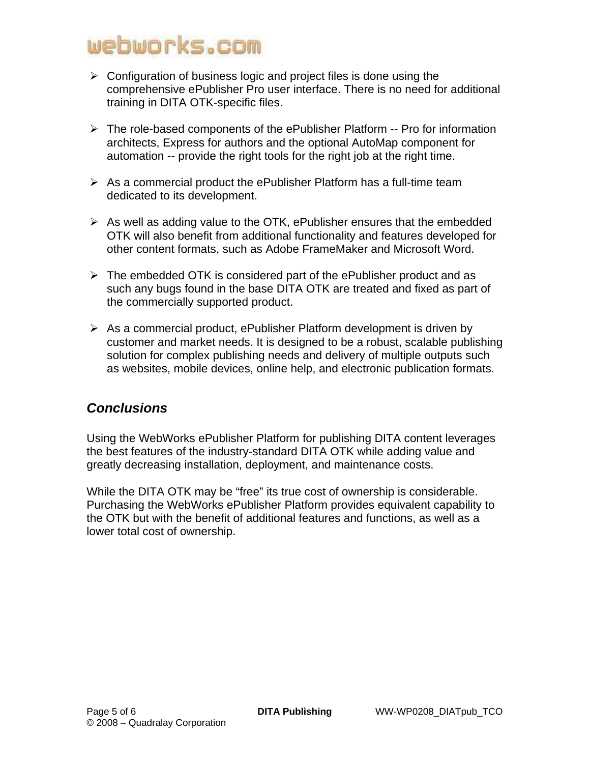- Configuration of business logic and project files is done using the comprehensive ePublisher Pro user interface. There is no need for additional training in DITA OTK-specific files.

- The role-based components of the ePublisher Platform -- Pro for information architects, Express for authors and the optional AutoMap component for automation -- provide the right tools for the right job at the right time.

- As a commercial product the ePublisher Platform has a full-time team dedicated to its development.

- As well as adding value to the OTK, ePublisher ensures that the embedded OTK will also benefit from additional functionality and features developed for other content formats, such as Adobe FrameMaker and Microsoft Word.

- The embedded OTK is considered part of the ePublisher product and as such any bugs found in the base DITA OTK are treated and fixed as part of the commercially supported product.

- As a commercial product, ePublisher Platform development is driven by customer and market needs. It is designed to be a robust, scalable publishing solution for complex publishing needs and delivery of multiple outputs such as websites, mobile devices, online help, and electronic publication formats.

## *Conclusions*

Using the WebWorks ePublisher Platform for publishing DITA content leverages the best features of the industry-standard DITA OTK while adding value and greatly decreasing installation, deployment, and maintenance costs.

While the DITA OTK may be "free" its true cost of ownership is considerable. Purchasing the WebWorks ePublisher Platform provides equivalent capability to the OTK but with the benefit of additional features and functions, as well as a lower total cost of ownership.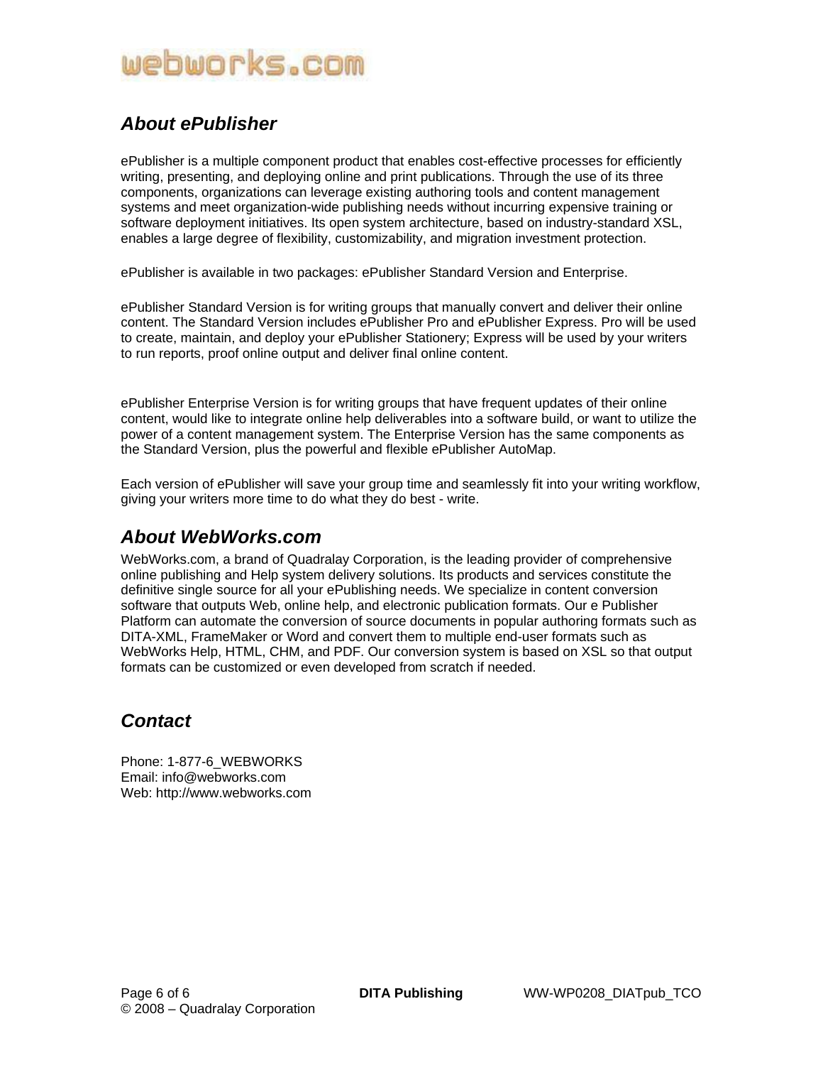## About ePublisher

ePublisher is a multiple component product that enables cost-effective processes for efficiently writing, presenting, and deploying online and print publications. Through the use of its three components, organizations can leverage existing authoring tools and content management systems and meet organization-wide publishing needs without incurring expensive training or software deployment initiatives. Its open system architecture, based on industry-standard XSL, enables a large degree of flexibility, customizability, and migration investment protection.

ePublisher is available in two packages: ePublisher Standard Version and Enterprise.

ePublisher Standard Version is for writing groups that manually convert and deliver their online content. The Standard Version includes ePublisher Pro and ePublisher Express. Pro will be used to create, maintain, and deploy your ePublisher Stationery; Express will be used by your writers to run reports, proof online output and deliver final online content.

ePublisher Enterprise Version is for writing groups that have frequent updates of their online content, would like to integrate online help deliverables into a software build, or want to utilize the power of a content management system. The Enterprise Version has the same components as the Standard Version, plus the powerful and flexible ePublisher AutoMap.

Each version of ePublisher will save your group time and seamlessly fit into your writing workflow, giving your writers more time to do what they do best - write.

## About WebWorks.com

WebWorks.com, a brand of Quadralay Corporation, is the leading provider of comprehensive online publishing and Help system delivery solutions. Its products and services constitute the definitive single source for all your ePublishing needs. We specialize in content conversion software that outputs Web, online help, and electronic publication formats. Our e Publisher Platform can automate the conversion of source documents in popular authoring formats such as DITA-XML, FrameMaker or Word and convert them to multiple end-user formats such as WebWorks Help, HTML, CHM, and PDF. Our conversion system is based on XSL so that output formats can be customized or even developed from scratch if needed.

## Contact

Phone: 1-877-6_WEBWORKS
Email: info@webworks.com
Web: http://www.webworks.com

© 2008 – Quadralay Corporation